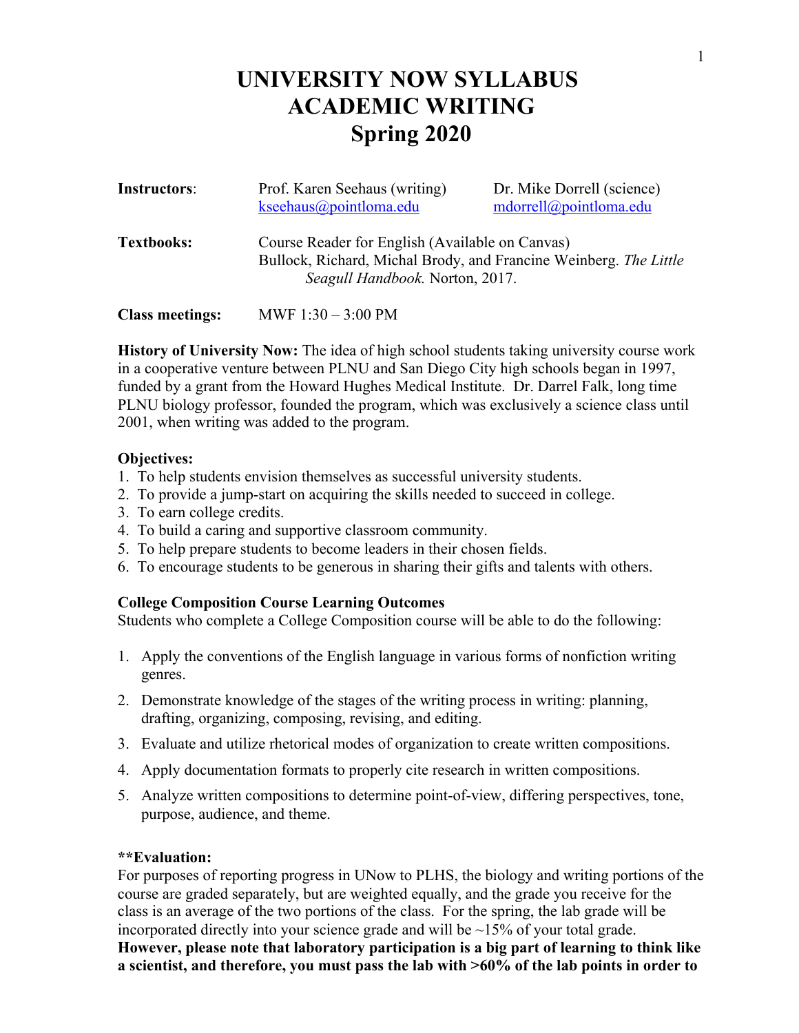# UNIVERSITY NOW SYLLABUS
# ACADEMIC WRITING
# Spring 2020

| **Instructors**: | Prof. Karen Seehaus (writing) kseehaus@pointloma.edu | Dr. Mike Dorrell (science) mdorrell@pointloma.edu |
| --- | --- | --- |

**Textbooks:** Course Reader for English (Available on Canvas)
Bullock, Richard, Michal Brody, and Francine Weinberg. *The Little Seagull Handbook.* Norton, 2017.

**Class meetings:** MWF 1:30 – 3:00 PM

**History of University Now:** The idea of high school students taking university course work in a cooperative venture between PLNU and San Diego City high schools began in 1997, funded by a grant from the Howard Hughes Medical Institute. Dr. Darrel Falk, long time PLNU biology professor, founded the program, which was exclusively a science class until 2001, when writing was added to the program.

**Objectives:**
1. To help students envision themselves as successful university students.
2. To provide a jump-start on acquiring the skills needed to succeed in college.
3. To earn college credits.
4. To build a caring and supportive classroom community.
5. To help prepare students to become leaders in their chosen fields.
6. To encourage students to be generous in sharing their gifts and talents with others.

**College Composition Course Learning Outcomes**
Students who complete a College Composition course will be able to do the following:

1. Apply the conventions of the English language in various forms of nonfiction writing genres.
2. Demonstrate knowledge of the stages of the writing process in writing: planning, drafting, organizing, composing, revising, and editing.
3. Evaluate and utilize rhetorical modes of organization to create written compositions.
4. Apply documentation formats to properly cite research in written compositions.
5. Analyze written compositions to determine point-of-view, differing perspectives, tone, purpose, audience, and theme.

****Evaluation:**
For purposes of reporting progress in UNow to PLHS, the biology and writing portions of the course are graded separately, but are weighted equally, and the grade you receive for the class is an average of the two portions of the class. For the spring, the lab grade will be incorporated directly into your science grade and will be ~15% of your total grade. **However, please note that laboratory participation is a big part of learning to think like a scientist, and therefore, you must pass the lab with >60% of the lab points in order to**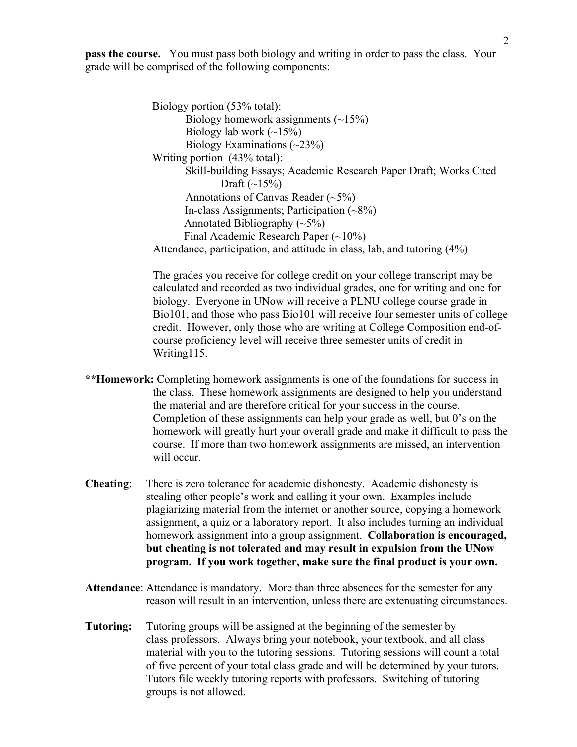**pass the course.** You must pass both biology and writing in order to pass the class. Your grade will be comprised of the following components:

Biology portion (53% total):
- Biology homework assignments (~15%)
- Biology lab work (~15%)
- Biology Examinations (~23%)

Writing portion (43% total):
- Skill-building Essays; Academic Research Paper Draft; Works Cited Draft (~15%)
- Annotations of Canvas Reader (~5%)
- In-class Assignments; Participation (~8%)
- Annotated Bibliography (~5%)
- Final Academic Research Paper (~10%)

Attendance, participation, and attitude in class, lab, and tutoring (4%)

The grades you receive for college credit on your college transcript may be calculated and recorded as two individual grades, one for writing and one for biology. Everyone in UNow will receive a PLNU college course grade in Bio101, and those who pass Bio101 will receive four semester units of college credit. However, only those who are writing at College Composition end-of-course proficiency level will receive three semester units of credit in Writing115.

****Homework:** Completing homework assignments is one of the foundations for success in the class. These homework assignments are designed to help you understand the material and are therefore critical for your success in the course. Completion of these assignments can help your grade as well, but 0's on the homework will greatly hurt your overall grade and make it difficult to pass the course. If more than two homework assignments are missed, an intervention will occur.

**Cheating**: There is zero tolerance for academic dishonesty. Academic dishonesty is stealing other people's work and calling it your own. Examples include plagiarizing material from the internet or another source, copying a homework assignment, a quiz or a laboratory report. It also includes turning an individual homework assignment into a group assignment. **Collaboration is encouraged, but cheating is not tolerated and may result in expulsion from the UNow program. If you work together, make sure the final product is your own.**

**Attendance**: Attendance is mandatory. More than three absences for the semester for any reason will result in an intervention, unless there are extenuating circumstances.

**Tutoring:** Tutoring groups will be assigned at the beginning of the semester by class professors. Always bring your notebook, your textbook, and all class material with you to the tutoring sessions. Tutoring sessions will count a total of five percent of your total class grade and will be determined by your tutors. Tutors file weekly tutoring reports with professors. Switching of tutoring groups is not allowed.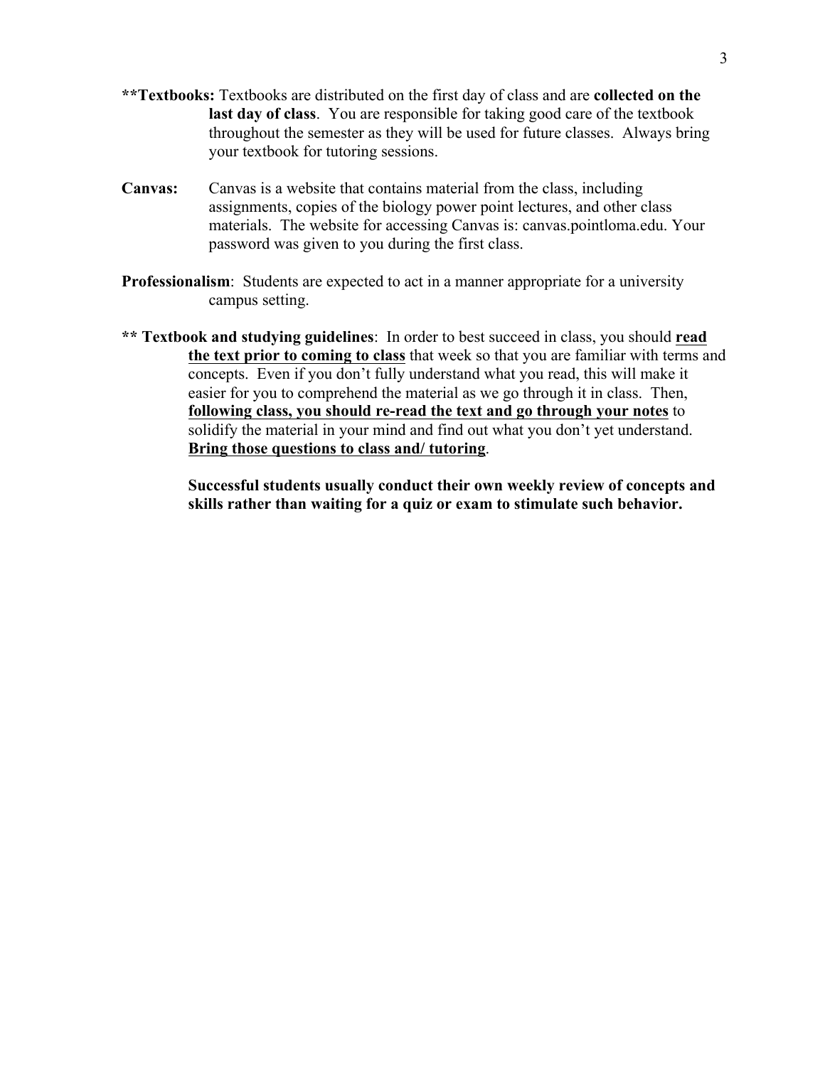****Textbooks:** Textbooks are distributed on the first day of class and are **collected on the last day of class**. You are responsible for taking good care of the textbook throughout the semester as they will be used for future classes. Always bring your textbook for tutoring sessions.

**Canvas:** Canvas is a website that contains material from the class, including assignments, copies of the biology power point lectures, and other class materials. The website for accessing Canvas is: canvas.pointloma.edu. Your password was given to you during the first class.

**Professionalism**: Students are expected to act in a manner appropriate for a university campus setting.

**** Textbook and studying guidelines**: In order to best succeed in class, you should **<u>read the text prior to coming to class</u>** that week so that you are familiar with terms and concepts. Even if you don't fully understand what you read, this will make it easier for you to comprehend the material as we go through it in class. Then, **<u>following class, you should re-read the text and go through your notes</u>** to solidify the material in your mind and find out what you don't yet understand. **<u>Bring those questions to class and/ tutoring</u>**.

**Successful students usually conduct their own weekly review of concepts and skills rather than waiting for a quiz or exam to stimulate such behavior.**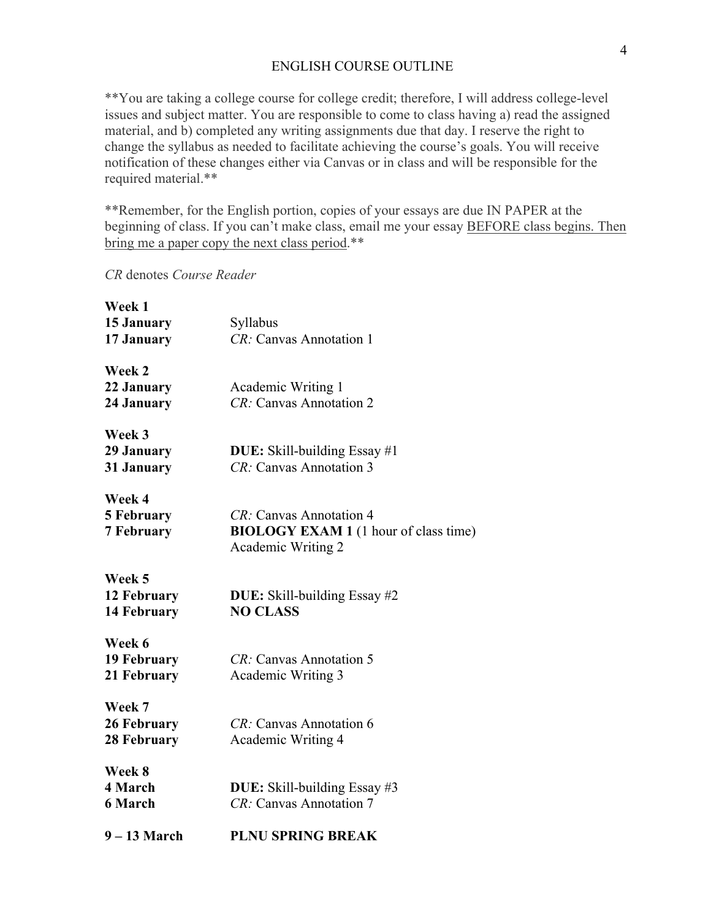# ENGLISH COURSE OUTLINE

**You are taking a college course for college credit; therefore, I will address college-level issues and subject matter. You are responsible to come to class having a) read the assigned material, and b) completed any writing assignments due that day. I reserve the right to change the syllabus as needed to facilitate achieving the course's goals. You will receive notification of these changes either via Canvas or in class and will be responsible for the required material.**

**Remember, for the English portion, copies of your essays are due IN PAPER at the beginning of class. If you can't make class, email me your essay <u>BEFORE class begins. Then bring me a paper copy the next class period</u>.**

*CR* denotes *Course Reader*

**Week 1**

| | |
|---|---|
| **15 January** | Syllabus |
| **17 January** | *CR:* Canvas Annotation 1 |

**Week 2**

| | |
|---|---|
| **22 January** | Academic Writing 1 |
| **24 January** | *CR:* Canvas Annotation 2 |

**Week 3**

| | |
|---|---|
| **29 January** | **DUE:** Skill-building Essay #1 |
| **31 January** | *CR:* Canvas Annotation 3 |

**Week 4**

| | |
|---|---|
| **5 February** | *CR:* Canvas Annotation 4 |
| **7 February** | **BIOLOGY EXAM 1** (1 hour of class time)<br>Academic Writing 2 |

**Week 5**

| | |
|---|---|
| **12 February** | **DUE:** Skill-building Essay #2 |
| **14 February** | **NO CLASS** |

**Week 6**

| | |
|---|---|
| **19 February** | *CR:* Canvas Annotation 5 |
| **21 February** | Academic Writing 3 |

**Week 7**

| | |
|---|---|
| **26 February** | *CR:* Canvas Annotation 6 |
| **28 February** | Academic Writing 4 |

**Week 8**

| | |
|---|---|
| **4 March** | **DUE:** Skill-building Essay #3 |
| **6 March** | *CR:* Canvas Annotation 7 |

| | |
|---|---|
| **9 – 13 March** | **PLNU SPRING BREAK** |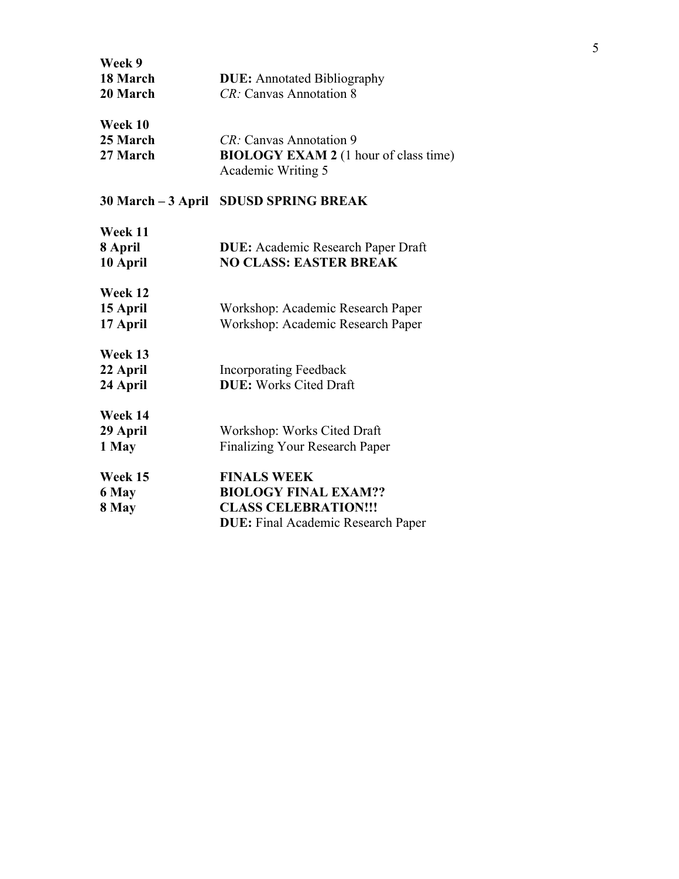**Week 9**
**18 March** — **DUE:** Annotated Bibliography
**20 March** — *CR:* Canvas Annotation 8

**Week 10**
**25 March** — *CR:* Canvas Annotation 9
**27 March** — **BIOLOGY EXAM 2** (1 hour of class time)
Academic Writing 5

**30 March – 3 April** — **SDUSD SPRING BREAK**

**Week 11**
**8 April** — **DUE:** Academic Research Paper Draft
**10 April** — **NO CLASS: EASTER BREAK**

**Week 12**
**15 April** — Workshop: Academic Research Paper
**17 April** — Workshop: Academic Research Paper

**Week 13**
**22 April** — Incorporating Feedback
**24 April** — **DUE:** Works Cited Draft

**Week 14**
**29 April** — Workshop: Works Cited Draft
**1 May** — Finalizing Your Research Paper

**Week 15** — **FINALS WEEK**
**6 May** — **BIOLOGY FINAL EXAM??**
**8 May** — **CLASS CELEBRATION!!!**
**DUE:** Final Academic Research Paper